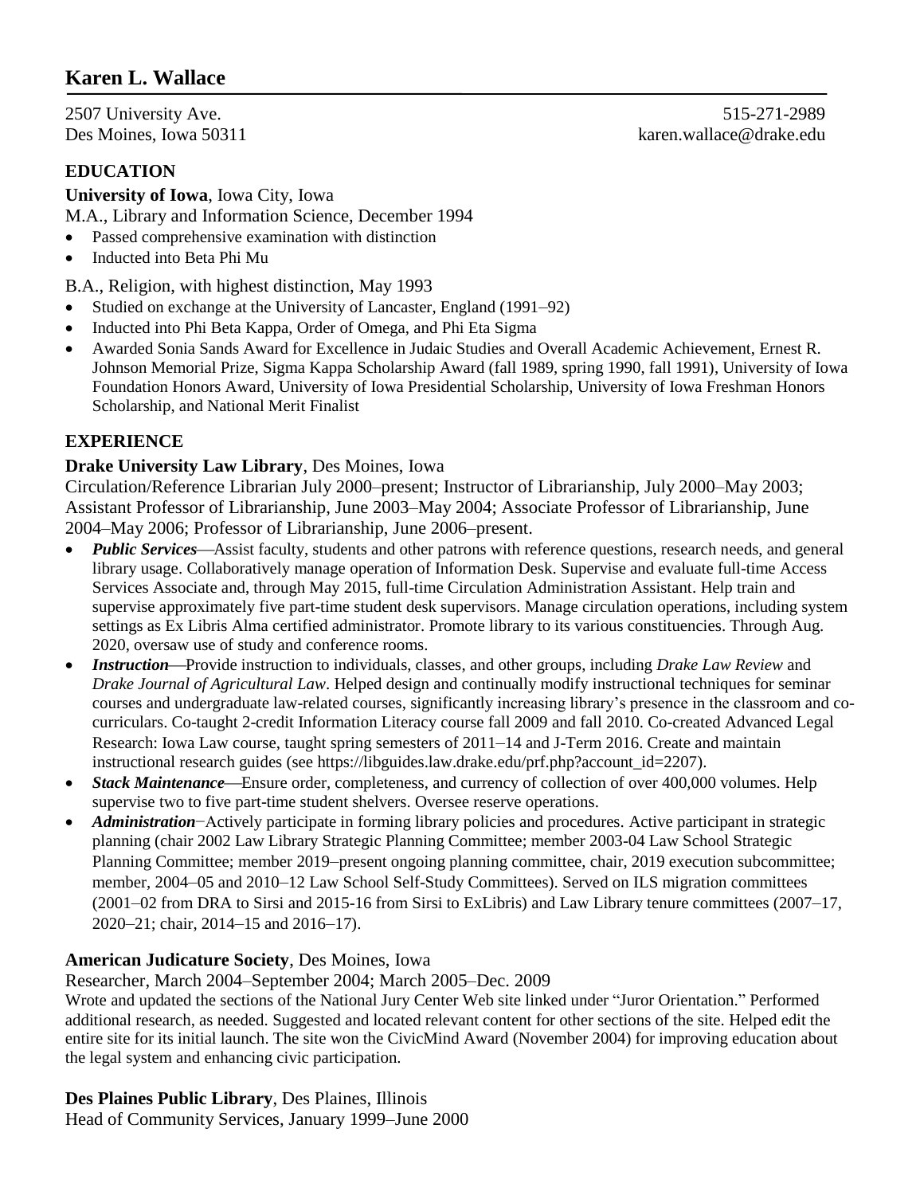# Karen L. Wallace

2507 University Ave.
Des Moines, Iowa 50311

515-271-2989
karen.wallace@drake.edu

## EDUCATION

**University of Iowa**, Iowa City, Iowa

M.A., Library and Information Science, December 1994

- Passed comprehensive examination with distinction
- Inducted into Beta Phi Mu

B.A., Religion, with highest distinction, May 1993

- Studied on exchange at the University of Lancaster, England (1991–92)
- Inducted into Phi Beta Kappa, Order of Omega, and Phi Eta Sigma
- Awarded Sonia Sands Award for Excellence in Judaic Studies and Overall Academic Achievement, Ernest R. Johnson Memorial Prize, Sigma Kappa Scholarship Award (fall 1989, spring 1990, fall 1991), University of Iowa Foundation Honors Award, University of Iowa Presidential Scholarship, University of Iowa Freshman Honors Scholarship, and National Merit Finalist

## EXPERIENCE

**Drake University Law Library**, Des Moines, Iowa

Circulation/Reference Librarian July 2000–present; Instructor of Librarianship, July 2000–May 2003; Assistant Professor of Librarianship, June 2003–May 2004; Associate Professor of Librarianship, June 2004–May 2006; Professor of Librarianship, June 2006–present.

- ***Public Services***—Assist faculty, students and other patrons with reference questions, research needs, and general library usage. Collaboratively manage operation of Information Desk. Supervise and evaluate full-time Access Services Associate and, through May 2015, full-time Circulation Administration Assistant. Help train and supervise approximately five part-time student desk supervisors. Manage circulation operations, including system settings as Ex Libris Alma certified administrator. Promote library to its various constituencies. Through Aug. 2020, oversaw use of study and conference rooms.
- ***Instruction***—Provide instruction to individuals, classes, and other groups, including *Drake Law Review* and *Drake Journal of Agricultural Law*. Helped design and continually modify instructional techniques for seminar courses and undergraduate law-related courses, significantly increasing library's presence in the classroom and co-curriculars. Co-taught 2-credit Information Literacy course fall 2009 and fall 2010. Co-created Advanced Legal Research: Iowa Law course, taught spring semesters of 2011–14 and J-Term 2016. Create and maintain instructional research guides (see https://libguides.law.drake.edu/prf.php?account_id=2207).
- ***Stack Maintenance***—Ensure order, completeness, and currency of collection of over 400,000 volumes. Help supervise two to five part-time student shelvers. Oversee reserve operations.
- ***Administration***−Actively participate in forming library policies and procedures. Active participant in strategic planning (chair 2002 Law Library Strategic Planning Committee; member 2003-04 Law School Strategic Planning Committee; member 2019–present ongoing planning committee, chair, 2019 execution subcommittee; member, 2004–05 and 2010–12 Law School Self-Study Committees). Served on ILS migration committees (2001–02 from DRA to Sirsi and 2015-16 from Sirsi to ExLibris) and Law Library tenure committees (2007–17, 2020–21; chair, 2014–15 and 2016–17).

**American Judicature Society**, Des Moines, Iowa

Researcher, March 2004–September 2004; March 2005–Dec. 2009

Wrote and updated the sections of the National Jury Center Web site linked under "Juror Orientation." Performed additional research, as needed. Suggested and located relevant content for other sections of the site. Helped edit the entire site for its initial launch. The site won the CivicMind Award (November 2004) for improving education about the legal system and enhancing civic participation.

**Des Plaines Public Library**, Des Plaines, Illinois

Head of Community Services, January 1999–June 2000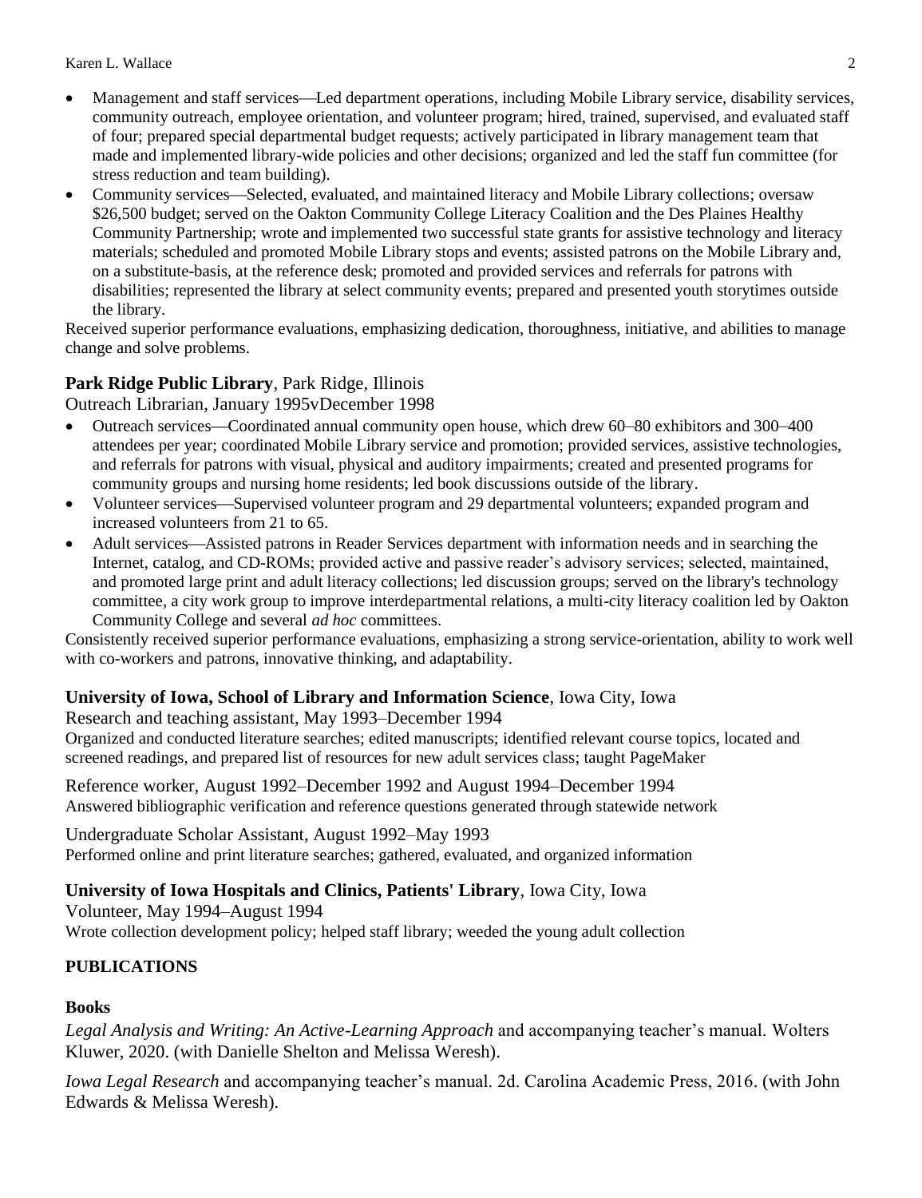- Management and staff services—Led department operations, including Mobile Library service, disability services, community outreach, employee orientation, and volunteer program; hired, trained, supervised, and evaluated staff of four; prepared special departmental budget requests; actively participated in library management team that made and implemented library-wide policies and other decisions; organized and led the staff fun committee (for stress reduction and team building).
- Community services—Selected, evaluated, and maintained literacy and Mobile Library collections; oversaw $26,500 budget; served on the Oakton Community College Literacy Coalition and the Des Plaines Healthy Community Partnership; wrote and implemented two successful state grants for assistive technology and literacy materials; scheduled and promoted Mobile Library stops and events; assisted patrons on the Mobile Library and, on a substitute-basis, at the reference desk; promoted and provided services and referrals for patrons with disabilities; represented the library at select community events; prepared and presented youth storytimes outside the library.

Received superior performance evaluations, emphasizing dedication, thoroughness, initiative, and abilities to manage change and solve problems.

**Park Ridge Public Library**, Park Ridge, Illinois
Outreach Librarian, January 1995vDecember 1998

- Outreach services—Coordinated annual community open house, which drew 60–80 exhibitors and 300–400 attendees per year; coordinated Mobile Library service and promotion; provided services, assistive technologies, and referrals for patrons with visual, physical and auditory impairments; created and presented programs for community groups and nursing home residents; led book discussions outside of the library.
- Volunteer services—Supervised volunteer program and 29 departmental volunteers; expanded program and increased volunteers from 21 to 65.
- Adult services—Assisted patrons in Reader Services department with information needs and in searching the Internet, catalog, and CD-ROMs; provided active and passive reader's advisory services; selected, maintained, and promoted large print and adult literacy collections; led discussion groups; served on the library's technology committee, a city work group to improve interdepartmental relations, a multi-city literacy coalition led by Oakton Community College and several *ad hoc* committees.

Consistently received superior performance evaluations, emphasizing a strong service-orientation, ability to work well with co-workers and patrons, innovative thinking, and adaptability.

**University of Iowa, School of Library and Information Science**, Iowa City, Iowa
Research and teaching assistant, May 1993–December 1994
Organized and conducted literature searches; edited manuscripts; identified relevant course topics, located and screened readings, and prepared list of resources for new adult services class; taught PageMaker

Reference worker, August 1992–December 1992 and August 1994–December 1994
Answered bibliographic verification and reference questions generated through statewide network

Undergraduate Scholar Assistant, August 1992–May 1993
Performed online and print literature searches; gathered, evaluated, and organized information

**University of Iowa Hospitals and Clinics, Patients' Library**, Iowa City, Iowa
Volunteer, May 1994–August 1994
Wrote collection development policy; helped staff library; weeded the young adult collection

## PUBLICATIONS

### Books

*Legal Analysis and Writing: An Active-Learning Approach* and accompanying teacher's manual. Wolters Kluwer, 2020. (with Danielle Shelton and Melissa Weresh).

*Iowa Legal Research* and accompanying teacher's manual. 2d. Carolina Academic Press, 2016. (with John Edwards & Melissa Weresh).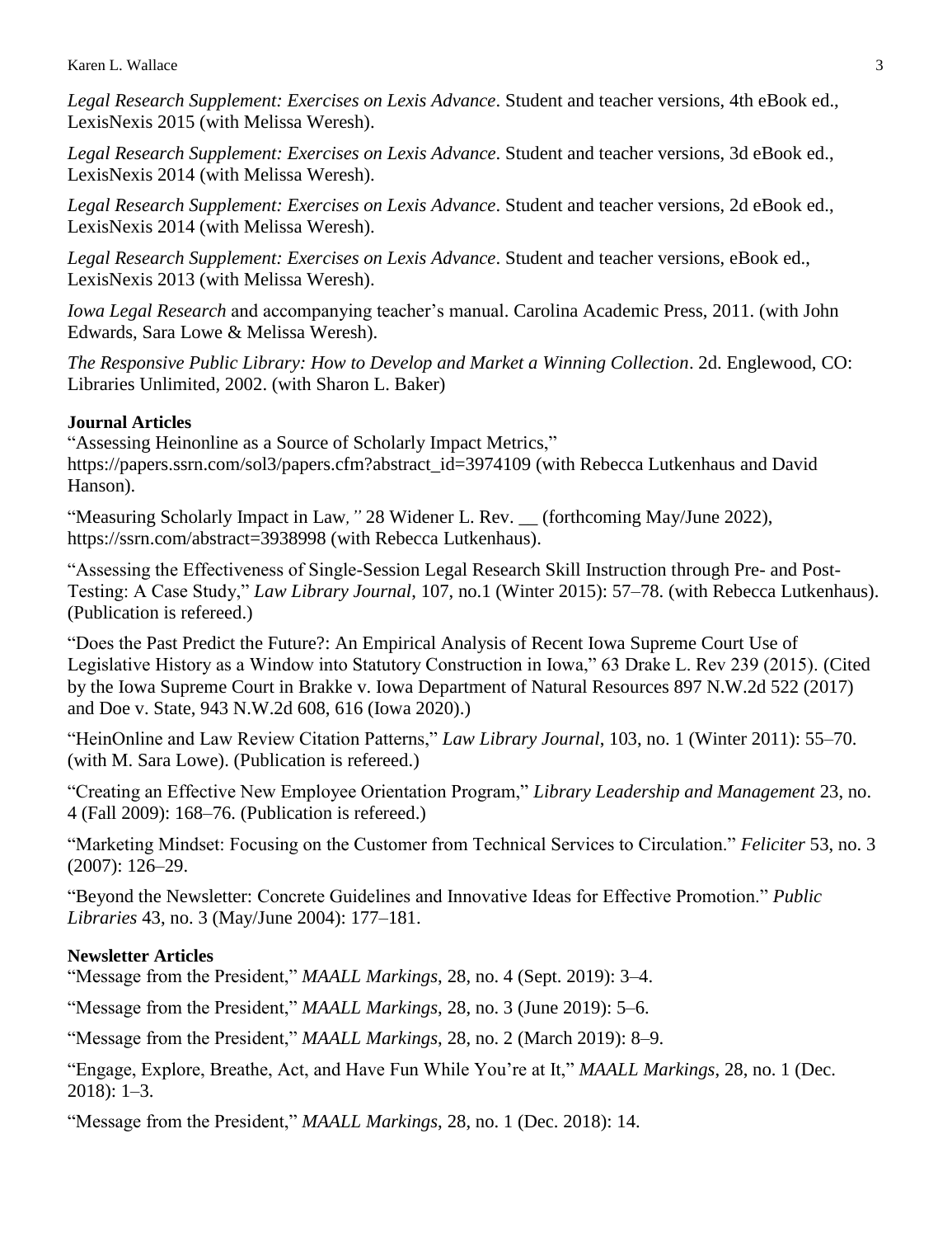*Legal Research Supplement: Exercises on Lexis Advance*. Student and teacher versions, 4th eBook ed., LexisNexis 2015 (with Melissa Weresh).

*Legal Research Supplement: Exercises on Lexis Advance*. Student and teacher versions, 3d eBook ed., LexisNexis 2014 (with Melissa Weresh).

*Legal Research Supplement: Exercises on Lexis Advance*. Student and teacher versions, 2d eBook ed., LexisNexis 2014 (with Melissa Weresh).

*Legal Research Supplement: Exercises on Lexis Advance*. Student and teacher versions, eBook ed., LexisNexis 2013 (with Melissa Weresh).

*Iowa Legal Research* and accompanying teacher's manual. Carolina Academic Press, 2011. (with John Edwards, Sara Lowe & Melissa Weresh).

*The Responsive Public Library: How to Develop and Market a Winning Collection*. 2d. Englewood, CO: Libraries Unlimited, 2002. (with Sharon L. Baker)

**Journal Articles**

"Assessing Heinonline as a Source of Scholarly Impact Metrics," https://papers.ssrn.com/sol3/papers.cfm?abstract_id=3974109 (with Rebecca Lutkenhaus and David Hanson).

"Measuring Scholarly Impact in Law*,"* 28 Widener L. Rev. __ (forthcoming May/June 2022), https://ssrn.com/abstract=3938998 (with Rebecca Lutkenhaus).

"Assessing the Effectiveness of Single-Session Legal Research Skill Instruction through Pre- and Post-Testing: A Case Study," *Law Library Journal*, 107, no.1 (Winter 2015): 57–78. (with Rebecca Lutkenhaus). (Publication is refereed.)

"Does the Past Predict the Future?: An Empirical Analysis of Recent Iowa Supreme Court Use of Legislative History as a Window into Statutory Construction in Iowa," 63 Drake L. Rev 239 (2015). (Cited by the Iowa Supreme Court in Brakke v. Iowa Department of Natural Resources 897 N.W.2d 522 (2017) and Doe v. State, 943 N.W.2d 608, 616 (Iowa 2020).)

"HeinOnline and Law Review Citation Patterns," *Law Library Journal*, 103, no. 1 (Winter 2011): 55–70. (with M. Sara Lowe). (Publication is refereed.)

"Creating an Effective New Employee Orientation Program," *Library Leadership and Management* 23, no. 4 (Fall 2009): 168–76. (Publication is refereed.)

"Marketing Mindset: Focusing on the Customer from Technical Services to Circulation." *Feliciter* 53, no. 3 (2007): 126–29.

"Beyond the Newsletter: Concrete Guidelines and Innovative Ideas for Effective Promotion." *Public Libraries* 43, no. 3 (May/June 2004): 177–181.

**Newsletter Articles**

"Message from the President," *MAALL Markings*, 28, no. 4 (Sept. 2019): 3–4.

"Message from the President," *MAALL Markings*, 28, no. 3 (June 2019): 5–6.

"Message from the President," *MAALL Markings*, 28, no. 2 (March 2019): 8–9.

"Engage, Explore, Breathe, Act, and Have Fun While You're at It," *MAALL Markings*, 28, no. 1 (Dec. 2018): 1–3.

"Message from the President," *MAALL Markings*, 28, no. 1 (Dec. 2018): 14.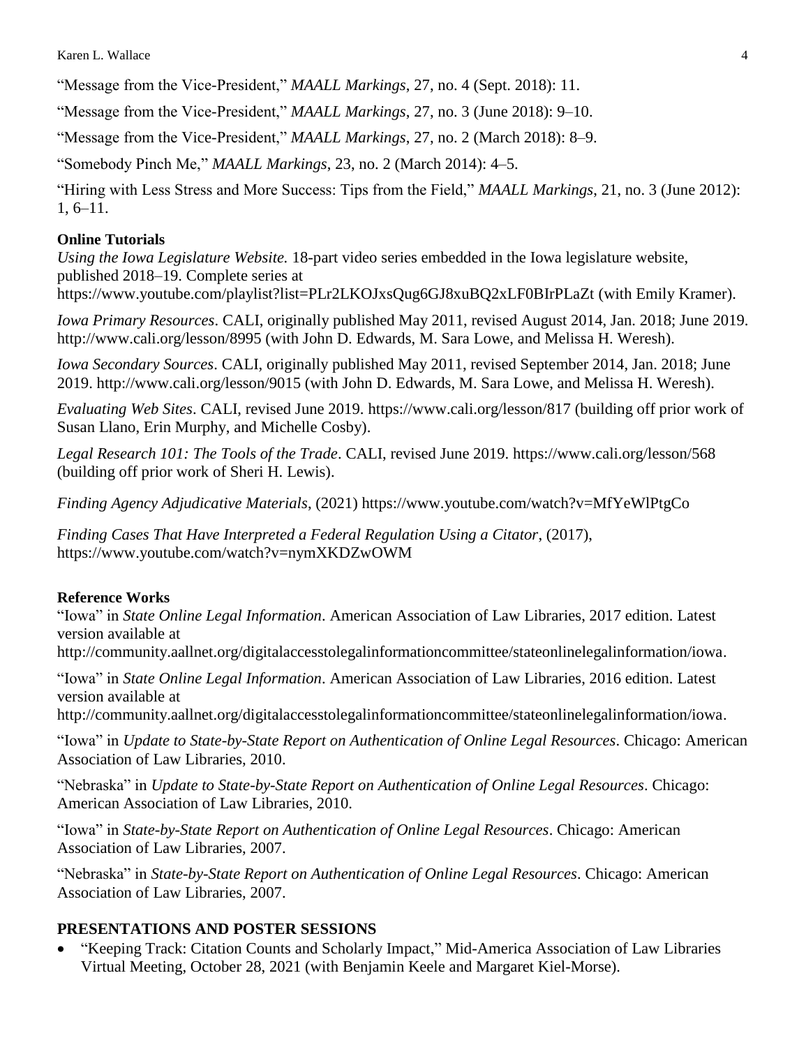"Message from the Vice-President," *MAALL Markings*, 27, no. 4 (Sept. 2018): 11.

"Message from the Vice-President," *MAALL Markings*, 27, no. 3 (June 2018): 9–10.

"Message from the Vice-President," *MAALL Markings*, 27, no. 2 (March 2018): 8–9.

"Somebody Pinch Me," *MAALL Markings*, 23, no. 2 (March 2014): 4–5.

"Hiring with Less Stress and More Success: Tips from the Field," *MAALL Markings*, 21, no. 3 (June 2012): 1, 6–11.

**Online Tutorials**

*Using the Iowa Legislature Website.* 18-part video series embedded in the Iowa legislature website, published 2018–19. Complete series at https://www.youtube.com/playlist?list=PLr2LKOJxsQug6GJ8xuBQ2xLF0BIrPLaZt (with Emily Kramer).

*Iowa Primary Resources*. CALI, originally published May 2011, revised August 2014, Jan. 2018; June 2019. http://www.cali.org/lesson/8995 (with John D. Edwards, M. Sara Lowe, and Melissa H. Weresh).

*Iowa Secondary Sources*. CALI, originally published May 2011, revised September 2014, Jan. 2018; June 2019. http://www.cali.org/lesson/9015 (with John D. Edwards, M. Sara Lowe, and Melissa H. Weresh).

*Evaluating Web Sites*. CALI, revised June 2019. https://www.cali.org/lesson/817 (building off prior work of Susan Llano, Erin Murphy, and Michelle Cosby).

*Legal Research 101: The Tools of the Trade*. CALI, revised June 2019. https://www.cali.org/lesson/568 (building off prior work of Sheri H. Lewis).

*Finding Agency Adjudicative Materials*, (2021) https://www.youtube.com/watch?v=MfYeWlPtgCo

*Finding Cases That Have Interpreted a Federal Regulation Using a Citator*, (2017), https://www.youtube.com/watch?v=nymXKDZwOWM

**Reference Works**

"Iowa" in *State Online Legal Information*. American Association of Law Libraries, 2017 edition. Latest version available at http://community.aallnet.org/digitalaccesstolegalinformationcommittee/stateonlinelegalinformation/iowa.

"Iowa" in *State Online Legal Information*. American Association of Law Libraries, 2016 edition. Latest version available at http://community.aallnet.org/digitalaccesstolegalinformationcommittee/stateonlinelegalinformation/iowa.

"Iowa" in *Update to State-by-State Report on Authentication of Online Legal Resources*. Chicago: American Association of Law Libraries, 2010.

"Nebraska" in *Update to State-by-State Report on Authentication of Online Legal Resources*. Chicago: American Association of Law Libraries, 2010.

"Iowa" in *State-by-State Report on Authentication of Online Legal Resources*. Chicago: American Association of Law Libraries, 2007.

"Nebraska" in *State-by-State Report on Authentication of Online Legal Resources*. Chicago: American Association of Law Libraries, 2007.

## PRESENTATIONS AND POSTER SESSIONS

- "Keeping Track: Citation Counts and Scholarly Impact," Mid-America Association of Law Libraries Virtual Meeting, October 28, 2021 (with Benjamin Keele and Margaret Kiel-Morse).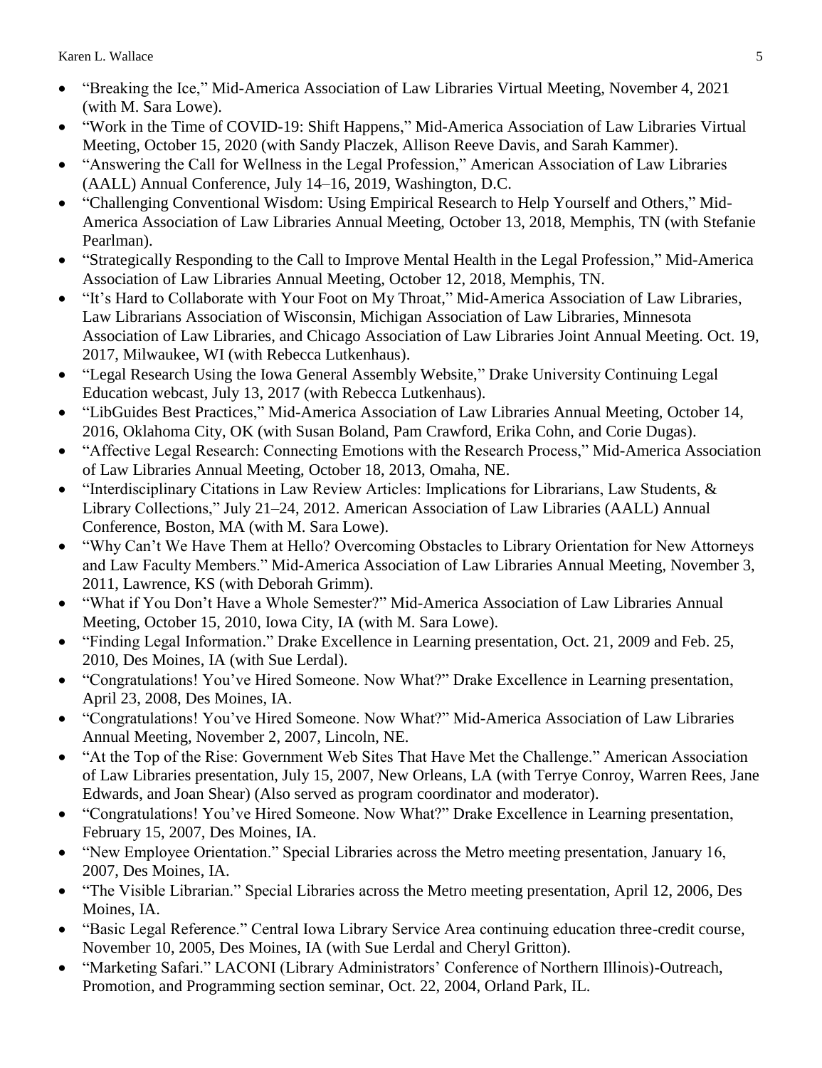- "Breaking the Ice," Mid-America Association of Law Libraries Virtual Meeting, November 4, 2021 (with M. Sara Lowe).
- "Work in the Time of COVID-19: Shift Happens," Mid-America Association of Law Libraries Virtual Meeting, October 15, 2020 (with Sandy Placzek, Allison Reeve Davis, and Sarah Kammer).
- "Answering the Call for Wellness in the Legal Profession," American Association of Law Libraries (AALL) Annual Conference, July 14–16, 2019, Washington, D.C.
- "Challenging Conventional Wisdom: Using Empirical Research to Help Yourself and Others," Mid-America Association of Law Libraries Annual Meeting, October 13, 2018, Memphis, TN (with Stefanie Pearlman).
- "Strategically Responding to the Call to Improve Mental Health in the Legal Profession," Mid-America Association of Law Libraries Annual Meeting, October 12, 2018, Memphis, TN.
- "It's Hard to Collaborate with Your Foot on My Throat," Mid-America Association of Law Libraries, Law Librarians Association of Wisconsin, Michigan Association of Law Libraries, Minnesota Association of Law Libraries, and Chicago Association of Law Libraries Joint Annual Meeting. Oct. 19, 2017, Milwaukee, WI (with Rebecca Lutkenhaus).
- "Legal Research Using the Iowa General Assembly Website," Drake University Continuing Legal Education webcast, July 13, 2017 (with Rebecca Lutkenhaus).
- "LibGuides Best Practices," Mid-America Association of Law Libraries Annual Meeting, October 14, 2016, Oklahoma City, OK (with Susan Boland, Pam Crawford, Erika Cohn, and Corie Dugas).
- "Affective Legal Research: Connecting Emotions with the Research Process," Mid-America Association of Law Libraries Annual Meeting, October 18, 2013, Omaha, NE.
- "Interdisciplinary Citations in Law Review Articles: Implications for Librarians, Law Students, & Library Collections," July 21–24, 2012. American Association of Law Libraries (AALL) Annual Conference, Boston, MA (with M. Sara Lowe).
- "Why Can't We Have Them at Hello? Overcoming Obstacles to Library Orientation for New Attorneys and Law Faculty Members." Mid-America Association of Law Libraries Annual Meeting, November 3, 2011, Lawrence, KS (with Deborah Grimm).
- "What if You Don't Have a Whole Semester?" Mid-America Association of Law Libraries Annual Meeting, October 15, 2010, Iowa City, IA (with M. Sara Lowe).
- "Finding Legal Information." Drake Excellence in Learning presentation, Oct. 21, 2009 and Feb. 25, 2010, Des Moines, IA (with Sue Lerdal).
- "Congratulations! You've Hired Someone. Now What?" Drake Excellence in Learning presentation, April 23, 2008, Des Moines, IA.
- "Congratulations! You've Hired Someone. Now What?" Mid-America Association of Law Libraries Annual Meeting, November 2, 2007, Lincoln, NE.
- "At the Top of the Rise: Government Web Sites That Have Met the Challenge." American Association of Law Libraries presentation, July 15, 2007, New Orleans, LA (with Terrye Conroy, Warren Rees, Jane Edwards, and Joan Shear) (Also served as program coordinator and moderator).
- "Congratulations! You've Hired Someone. Now What?" Drake Excellence in Learning presentation, February 15, 2007, Des Moines, IA.
- "New Employee Orientation." Special Libraries across the Metro meeting presentation, January 16, 2007, Des Moines, IA.
- "The Visible Librarian." Special Libraries across the Metro meeting presentation, April 12, 2006, Des Moines, IA.
- "Basic Legal Reference." Central Iowa Library Service Area continuing education three-credit course, November 10, 2005, Des Moines, IA (with Sue Lerdal and Cheryl Gritton).
- "Marketing Safari." LACONI (Library Administrators' Conference of Northern Illinois)-Outreach, Promotion, and Programming section seminar, Oct. 22, 2004, Orland Park, IL.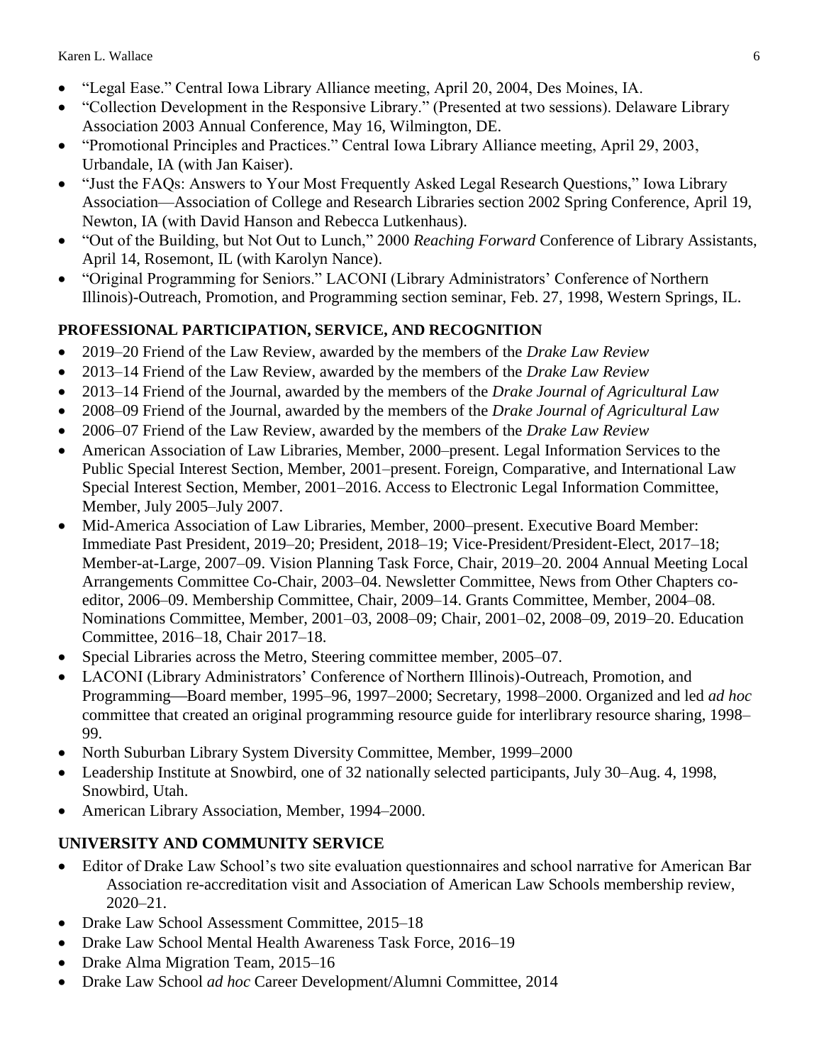- "Legal Ease." Central Iowa Library Alliance meeting, April 20, 2004, Des Moines, IA.
- "Collection Development in the Responsive Library." (Presented at two sessions). Delaware Library Association 2003 Annual Conference, May 16, Wilmington, DE.
- "Promotional Principles and Practices." Central Iowa Library Alliance meeting, April 29, 2003, Urbandale, IA (with Jan Kaiser).
- "Just the FAQs: Answers to Your Most Frequently Asked Legal Research Questions," Iowa Library Association—Association of College and Research Libraries section 2002 Spring Conference, April 19, Newton, IA (with David Hanson and Rebecca Lutkenhaus).
- "Out of the Building, but Not Out to Lunch," 2000 *Reaching Forward* Conference of Library Assistants, April 14, Rosemont, IL (with Karolyn Nance).
- "Original Programming for Seniors." LACONI (Library Administrators' Conference of Northern Illinois)-Outreach, Promotion, and Programming section seminar, Feb. 27, 1998, Western Springs, IL.

## PROFESSIONAL PARTICIPATION, SERVICE, AND RECOGNITION

- 2019–20 Friend of the Law Review, awarded by the members of the *Drake Law Review*
- 2013–14 Friend of the Law Review, awarded by the members of the *Drake Law Review*
- 2013–14 Friend of the Journal, awarded by the members of the *Drake Journal of Agricultural Law*
- 2008–09 Friend of the Journal, awarded by the members of the *Drake Journal of Agricultural Law*
- 2006–07 Friend of the Law Review, awarded by the members of the *Drake Law Review*
- American Association of Law Libraries, Member, 2000–present. Legal Information Services to the Public Special Interest Section, Member, 2001–present. Foreign, Comparative, and International Law Special Interest Section, Member, 2001–2016. Access to Electronic Legal Information Committee, Member, July 2005–July 2007.
- Mid-America Association of Law Libraries, Member, 2000–present. Executive Board Member: Immediate Past President, 2019–20; President, 2018–19; Vice-President/President-Elect, 2017–18; Member-at-Large, 2007–09. Vision Planning Task Force, Chair, 2019–20. 2004 Annual Meeting Local Arrangements Committee Co-Chair, 2003–04. Newsletter Committee, News from Other Chapters co-editor, 2006–09. Membership Committee, Chair, 2009–14. Grants Committee, Member, 2004–08. Nominations Committee, Member, 2001–03, 2008–09; Chair, 2001–02, 2008–09, 2019–20. Education Committee, 2016–18, Chair 2017–18.
- Special Libraries across the Metro, Steering committee member, 2005–07.
- LACONI (Library Administrators' Conference of Northern Illinois)-Outreach, Promotion, and Programming—Board member, 1995–96, 1997–2000; Secretary, 1998–2000. Organized and led *ad hoc* committee that created an original programming resource guide for interlibrary resource sharing, 1998–99.
- North Suburban Library System Diversity Committee, Member, 1999–2000
- Leadership Institute at Snowbird, one of 32 nationally selected participants, July 30–Aug. 4, 1998, Snowbird, Utah.
- American Library Association, Member, 1994–2000.

## UNIVERSITY AND COMMUNITY SERVICE

- Editor of Drake Law School's two site evaluation questionnaires and school narrative for American Bar Association re-accreditation visit and Association of American Law Schools membership review, 2020–21.
- Drake Law School Assessment Committee, 2015–18
- Drake Law School Mental Health Awareness Task Force, 2016–19
- Drake Alma Migration Team, 2015–16
- Drake Law School *ad hoc* Career Development/Alumni Committee, 2014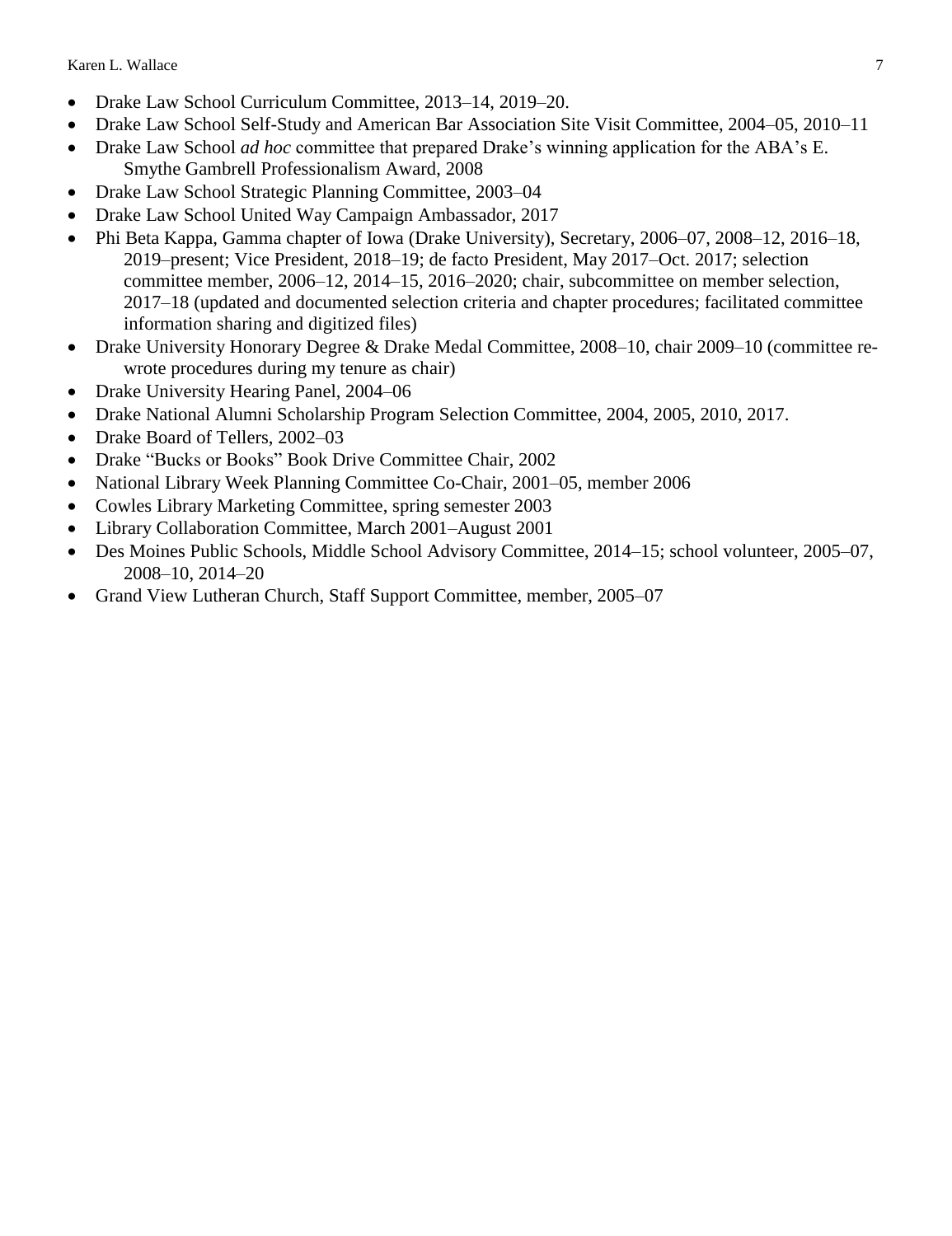- Drake Law School Curriculum Committee, 2013–14, 2019–20.
- Drake Law School Self-Study and American Bar Association Site Visit Committee, 2004–05, 2010–11
- Drake Law School *ad hoc* committee that prepared Drake's winning application for the ABA's E. Smythe Gambrell Professionalism Award, 2008
- Drake Law School Strategic Planning Committee, 2003–04
- Drake Law School United Way Campaign Ambassador, 2017
- Phi Beta Kappa, Gamma chapter of Iowa (Drake University), Secretary, 2006–07, 2008–12, 2016–18, 2019–present; Vice President, 2018–19; de facto President, May 2017–Oct. 2017; selection committee member, 2006–12, 2014–15, 2016–2020; chair, subcommittee on member selection, 2017–18 (updated and documented selection criteria and chapter procedures; facilitated committee information sharing and digitized files)
- Drake University Honorary Degree & Drake Medal Committee, 2008–10, chair 2009–10 (committee re-wrote procedures during my tenure as chair)
- Drake University Hearing Panel, 2004–06
- Drake National Alumni Scholarship Program Selection Committee, 2004, 2005, 2010, 2017.
- Drake Board of Tellers, 2002–03
- Drake "Bucks or Books" Book Drive Committee Chair, 2002
- National Library Week Planning Committee Co-Chair, 2001–05, member 2006
- Cowles Library Marketing Committee, spring semester 2003
- Library Collaboration Committee, March 2001–August 2001
- Des Moines Public Schools, Middle School Advisory Committee, 2014–15; school volunteer, 2005–07, 2008–10, 2014–20
- Grand View Lutheran Church, Staff Support Committee, member, 2005–07